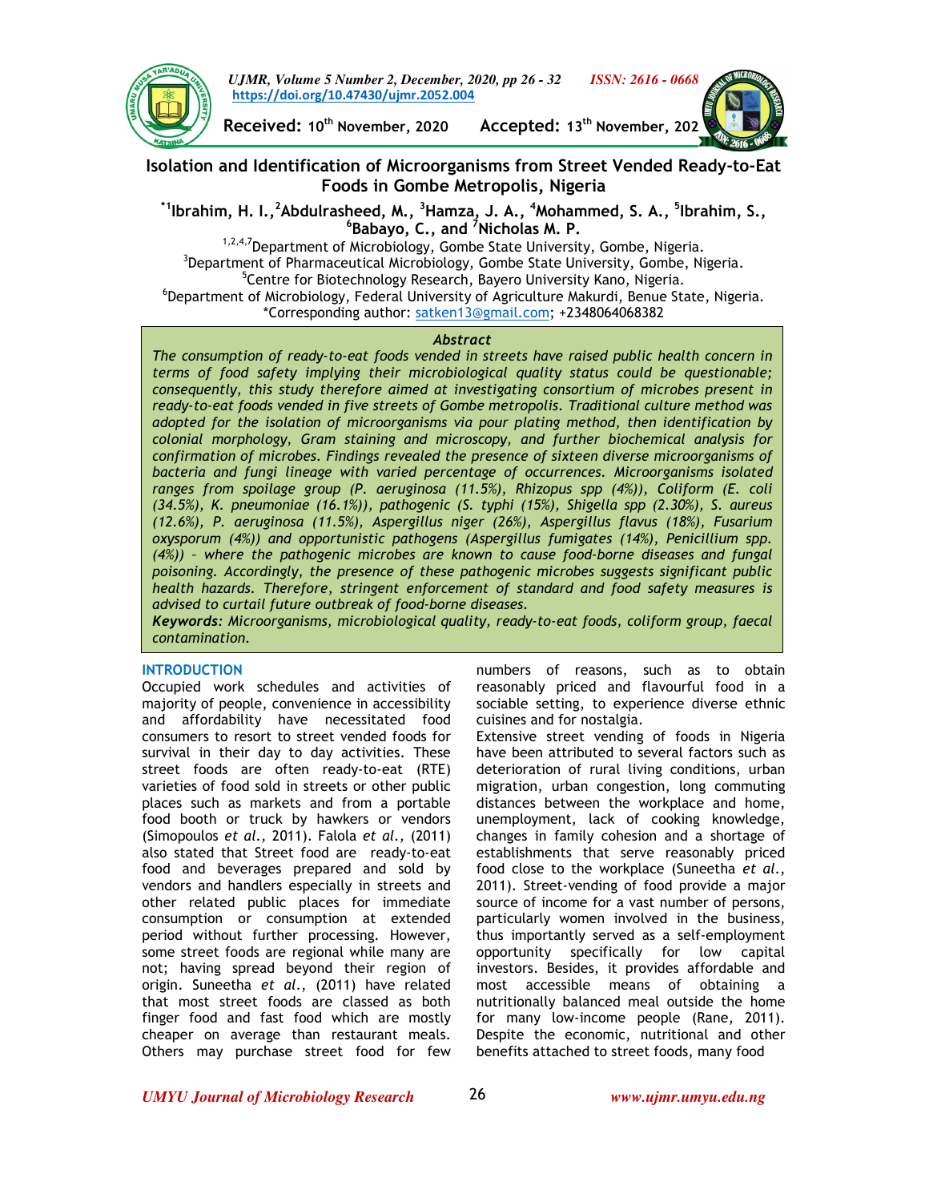Received: 10th November, 2020 Accepted: 13th November, 202

# Isolation and Identification of Microorganisms from Street Vended Ready-to-Eat Foods in Gombe Metropolis, Nigeria

**[*1]Ibrahim, H. I.,[2]Abdulrasheed, M., [3]Hamza, J. A., [4]Mohammed, S. A., [5]Ibrahim, S., [6]Babayo, C., and [7]Nicholas M. P.**

[1,2,4,7]Department of Microbiology, Gombe State University, Gombe, Nigeria.
[3]Department of Pharmaceutical Microbiology, Gombe State University, Gombe, Nigeria.
[5]Centre for Biotechnology Research, Bayero University Kano, Nigeria.
[6]Department of Microbiology, Federal University of Agriculture Makurdi, Benue State, Nigeria.
*Corresponding author: satken13@gmail.com; +2348064068382

## Abstract

*The consumption of ready-to-eat foods vended in streets have raised public health concern in terms of food safety implying their microbiological quality status could be questionable; consequently, this study therefore aimed at investigating consortium of microbes present in ready-to-eat foods vended in five streets of Gombe metropolis. Traditional culture method was adopted for the isolation of microorganisms via pour plating method, then identification by colonial morphology, Gram staining and microscopy, and further biochemical analysis for confirmation of microbes. Findings revealed the presence of sixteen diverse microorganisms of bacteria and fungi lineage with varied percentage of occurrences. Microorganisms isolated ranges from spoilage group (P. aeruginosa (11.5%), Rhizopus spp (4%)), Coliform (E. coli (34.5%), K. pneumoniae (16.1%)), pathogenic (S. typhi (15%), Shigella spp (2.30%), S. aureus (12.6%), P. aeruginosa (11.5%), Aspergillus niger (26%), Aspergillus flavus (18%), Fusarium oxysporum (4%)) and opportunistic pathogens (Aspergillus fumigates (14%), Penicillium spp. (4%)) – where the pathogenic microbes are known to cause food-borne diseases and fungal poisoning. Accordingly, the presence of these pathogenic microbes suggests significant public health hazards. Therefore, stringent enforcement of standard and food safety measures is advised to curtail future outbreak of food-borne diseases.*

***Keywords:*** *Microorganisms, microbiological quality, ready-to-eat foods, coliform group, faecal contamination.*

## INTRODUCTION

Occupied work schedules and activities of majority of people, convenience in accessibility and affordability have necessitated food consumers to resort to street vended foods for survival in their day to day activities. These street foods are often ready-to-eat (RTE) varieties of food sold in streets or other public places such as markets and from a portable food booth or truck by hawkers or vendors (Simopoulos *et al.*, 2011). Falola *et al.*, (2011) also stated that Street food are ready-to-eat food and beverages prepared and sold by vendors and handlers especially in streets and other related public places for immediate consumption or consumption at extended period without further processing. However, some street foods are regional while many are not; having spread beyond their region of origin. Suneetha *et al.*, (2011) have related that most street foods are classed as both finger food and fast food which are mostly cheaper on average than restaurant meals. Others may purchase street food for few numbers of reasons, such as to obtain reasonably priced and flavourful food in a sociable setting, to experience diverse ethnic cuisines and for nostalgia.

Extensive street vending of foods in Nigeria have been attributed to several factors such as deterioration of rural living conditions, urban migration, urban congestion, long commuting distances between the workplace and home, unemployment, lack of cooking knowledge, changes in family cohesion and a shortage of establishments that serve reasonably priced food close to the workplace (Suneetha *et al.*, 2011). Street-vending of food provide a major source of income for a vast number of persons, particularly women involved in the business, thus importantly served as a self-employment opportunity specifically for low capital investors. Besides, it provides affordable and most accessible means of obtaining a nutritionally balanced meal outside the home for many low-income people (Rane, 2011). Despite the economic, nutritional and other benefits attached to street foods, many food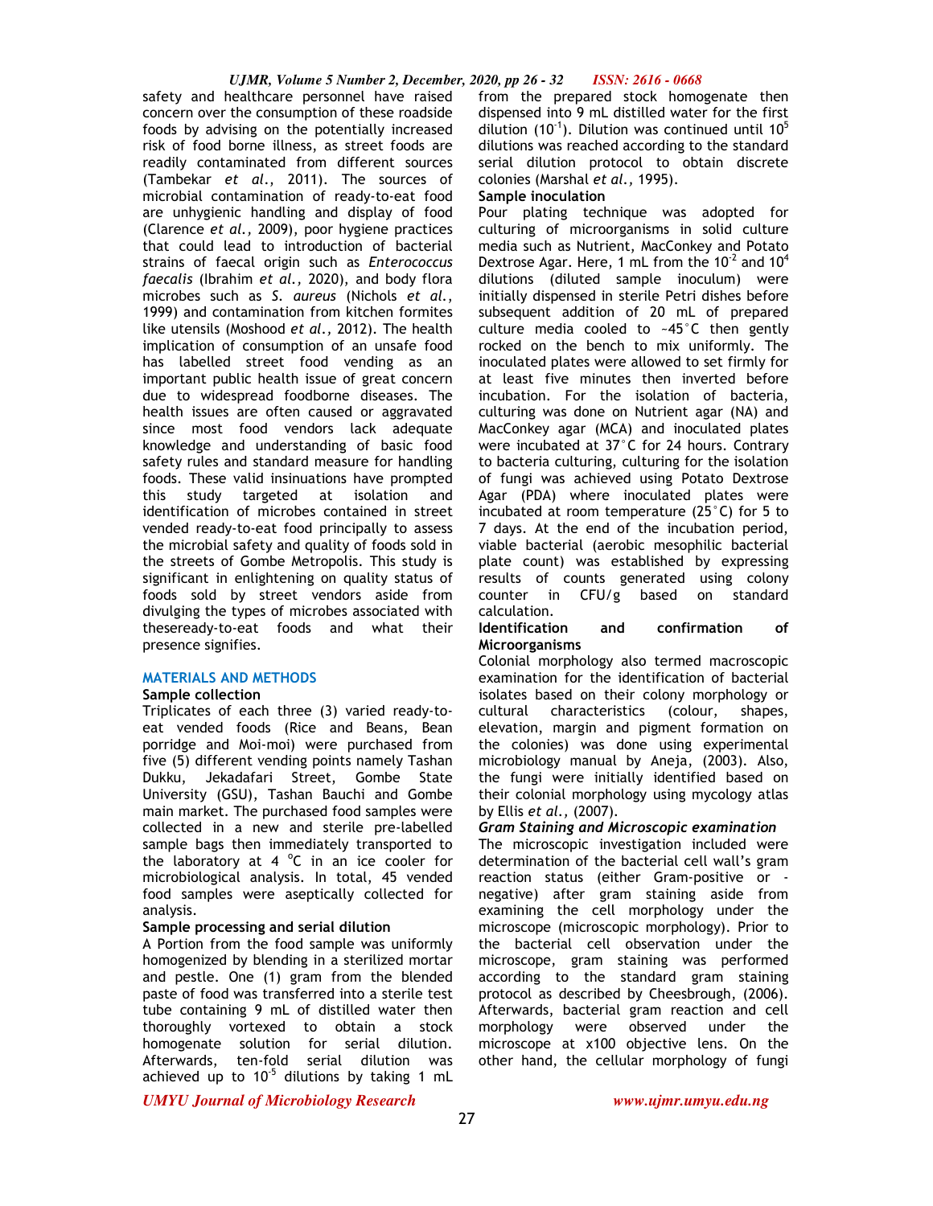safety and healthcare personnel have raised concern over the consumption of these roadside foods by advising on the potentially increased risk of food borne illness, as street foods are readily contaminated from different sources (Tambekar *et al.*, 2011). The sources of microbial contamination of ready-to-eat food are unhygienic handling and display of food (Clarence *et al.,* 2009), poor hygiene practices that could lead to introduction of bacterial strains of faecal origin such as *Enterococcus faecalis* (Ibrahim *et al.,* 2020), and body flora microbes such as *S. aureus* (Nichols *et al.,* 1999) and contamination from kitchen formites like utensils (Moshood *et al.,* 2012). The health implication of consumption of an unsafe food has labelled street food vending as an important public health issue of great concern due to widespread foodborne diseases. The health issues are often caused or aggravated since most food vendors lack adequate knowledge and understanding of basic food safety rules and standard measure for handling foods. These valid insinuations have prompted this study targeted at isolation and identification of microbes contained in street vended ready-to-eat food principally to assess the microbial safety and quality of foods sold in the streets of Gombe Metropolis. This study is significant in enlightening on quality status of foods sold by street vendors aside from divulging the types of microbes associated with theseready-to-eat foods and what their presence signifies.

## MATERIALS AND METHODS

### Sample collection

Triplicates of each three (3) varied ready-to-eat vended foods (Rice and Beans, Bean porridge and Moi-moi) were purchased from five (5) different vending points namely Tashan Dukku, Jekadafari Street, Gombe State University (GSU), Tashan Bauchi and Gombe main market. The purchased food samples were collected in a new and sterile pre-labelled sample bags then immediately transported to the laboratory at 4 $^{o}$C in an ice cooler for microbiological analysis. In total, 45 vended food samples were aseptically collected for analysis.

### Sample processing and serial dilution

A Portion from the food sample was uniformly homogenized by blending in a sterilized mortar and pestle. One (1) gram from the blended paste of food was transferred into a sterile test tube containing 9 mL of distilled water then thoroughly vortexed to obtain a stock homogenate solution for serial dilution. Afterwards, ten-fold serial dilution was achieved up to $10^{-5}$ dilutions by taking 1 mL from the prepared stock homogenate then dispensed into 9 mL distilled water for the first dilution ($10^{-1}$). Dilution was continued until $10^{5}$ dilutions was reached according to the standard serial dilution protocol to obtain discrete colonies (Marshal *et al.,* 1995).

### Sample inoculation

Pour plating technique was adopted for culturing of microorganisms in solid culture media such as Nutrient, MacConkey and Potato Dextrose Agar. Here, 1 mL from the $10^{-2}$ and $10^{4}$ dilutions (diluted sample inoculum) were initially dispensed in sterile Petri dishes before subsequent addition of 20 mL of prepared culture media cooled to ~45°C then gently rocked on the bench to mix uniformly. The inoculated plates were allowed to set firmly for at least five minutes then inverted before incubation. For the isolation of bacteria, culturing was done on Nutrient agar (NA) and MacConkey agar (MCA) and inoculated plates were incubated at 37°C for 24 hours. Contrary to bacteria culturing, culturing for the isolation of fungi was achieved using Potato Dextrose Agar (PDA) where inoculated plates were incubated at room temperature (25°C) for 5 to 7 days. At the end of the incubation period, viable bacterial (aerobic mesophilic bacterial plate count) was established by expressing results of counts generated using colony counter in CFU/g based on standard calculation.

### Identification and confirmation of Microorganisms

Colonial morphology also termed macroscopic examination for the identification of bacterial isolates based on their colony morphology or cultural characteristics (colour, shapes, elevation, margin and pigment formation on the colonies) was done using experimental microbiology manual by Aneja, (2003). Also, the fungi were initially identified based on their colonial morphology using mycology atlas by Ellis *et al.,* (2007).

#### *Gram Staining and Microscopic examination*

The microscopic investigation included were determination of the bacterial cell wall's gram reaction status (either Gram-positive or -negative) after gram staining aside from examining the cell morphology under the microscope (microscopic morphology). Prior to the bacterial cell observation under the microscope, gram staining was performed according to the standard gram staining protocol as described by Cheesbrough, (2006). Afterwards, bacterial gram reaction and cell morphology were observed under the microscope at x100 objective lens. On the other hand, the cellular morphology of fungi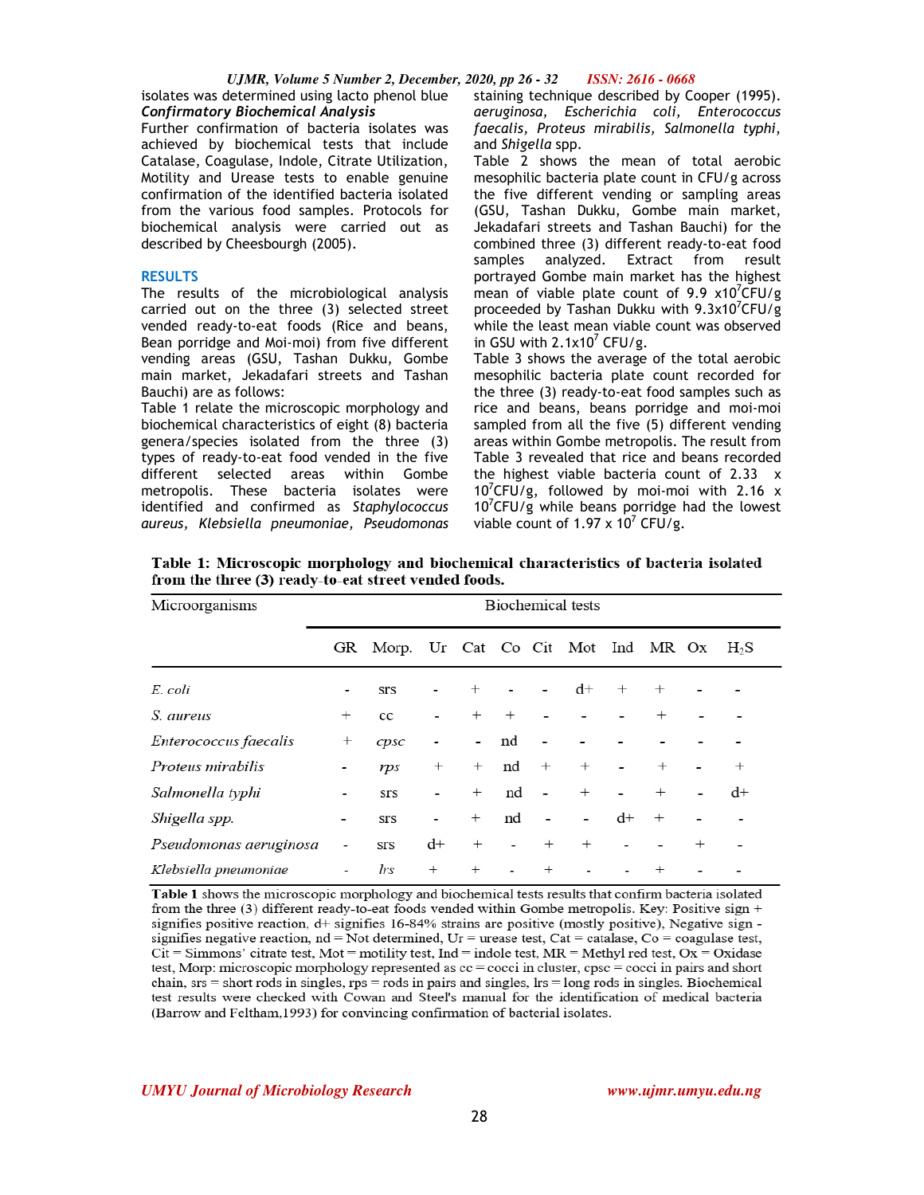isolates was determined using lacto phenol blue staining technique described by Cooper (1995).

### *Confirmatory Biochemical Analysis*

Further confirmation of bacteria isolates was achieved by biochemical tests that include Catalase, Coagulase, Indole, Citrate Utilization, Motility and Urease tests to enable genuine confirmation of the identified bacteria isolated from the various food samples. Protocols for biochemical analysis were carried out as described by Cheesbourgh (2005).

## RESULTS

The results of the microbiological analysis carried out on the three (3) selected street vended ready-to-eat foods (Rice and beans, Bean porridge and Moi-moi) from five different vending areas (GSU, Tashan Dukku, Gombe main market, Jekadafari streets and Tashan Bauchi) are as follows:

Table 1 relate the microscopic morphology and biochemical characteristics of eight (8) bacteria genera/species isolated from the three (3) types of ready-to-eat food vended in the five different selected areas within Gombe metropolis. These bacteria isolates were identified and confirmed as *Staphylococcus aureus, Klebsiella pneumoniae, Pseudomonas aeruginosa, Escherichia coli, Enterococcus faecalis, Proteus mirabilis, Salmonella typhi,* and *Shigella* spp.

Table 2 shows the mean of total aerobic mesophilic bacteria plate count in CFU/g across the five different vending or sampling areas (GSU, Tashan Dukku, Gombe main market, Jekadafari streets and Tashan Bauchi) for the combined three (3) different ready-to-eat food samples analyzed. Extract from result portrayed Gombe main market has the highest mean of viable plate count of 9.9 $x10^7$CFU/g proceeded by Tashan Dukku with $9.3x10^7$CFU/g while the least mean viable count was observed in GSU with $2.1x10^7$ CFU/g.

Table 3 shows the average of the total aerobic mesophilic bacteria plate count recorded for the three (3) ready-to-eat food samples such as rice and beans, beans porridge and moi-moi sampled from all the five (5) different vending areas within Gombe metropolis. The result from Table 3 revealed that rice and beans recorded the highest viable bacteria count of 2.33 x $10^7$CFU/g, followed by moi-moi with 2.16 x $10^7$CFU/g while beans porridge had the lowest viable count of 1.97 x $10^7$ CFU/g.

**Table 1: Microscopic morphology and biochemical characteristics of bacteria isolated from the three (3) ready-to-eat street vended foods.**

| Microorganisms | Biochemical tests | | | | | | | | | | |
|---|---|---|---|---|---|---|---|---|---|---|---|
| | GR | Morp. | Ur | Cat | Co | Cit | Mot | Ind | MR | Ox | $H_2S$ |
| *E. coli* | - | srs | - | + | - | - | d+ | + | + | - | - |
| *S. aureus* | + | cc | - | + | + | - | - | - | + | - | - |
| *Enterococcus faecalis* | + | *cpsc* | - | - | nd | - | - | - | - | - | - |
| *Proteus mirabilis* | - | *rps* | + | + | nd | + | + | - | + | - | + |
| *Salmonella typhi* | - | srs | - | + | nd | - | + | - | + | - | d+ |
| *Shigella spp.* | - | srs | - | + | nd | - | - | d+ | + | - | - |
| *Pseudomonas aeruginosa* | - | srs | d+ | + | - | + | + | - | - | + | - |
| *Klebsiella pneumoniae* | - | *lrs* | + | + | - | + | - | - | + | - | - |

**Table 1** shows the microscopic morphology and biochemical tests results that confirm bacteria isolated from the three (3) different ready-to-eat foods vended within Gombe metropolis. Key: Positive sign + signifies positive reaction, d+ signifies 16-84% strains are positive (mostly positive), Negative sign - signifies negative reaction, nd = Not determined, Ur = urease test, Cat = catalase, Co = coagulase test, Cit = Simmons' citrate test, Mot = motility test, Ind = indole test, MR = Methyl red test, Ox = Oxidase test, Morp: microscopic morphology represented as cc = cocci in cluster, cpsc = cocci in pairs and short chain, srs = short rods in singles, rps = rods in pairs and singles, lrs = long rods in singles. Biochemical test results were checked with Cowan and Steel's manual for the identification of medical bacteria (Barrow and Feltham,1993) for convincing confirmation of bacterial isolates.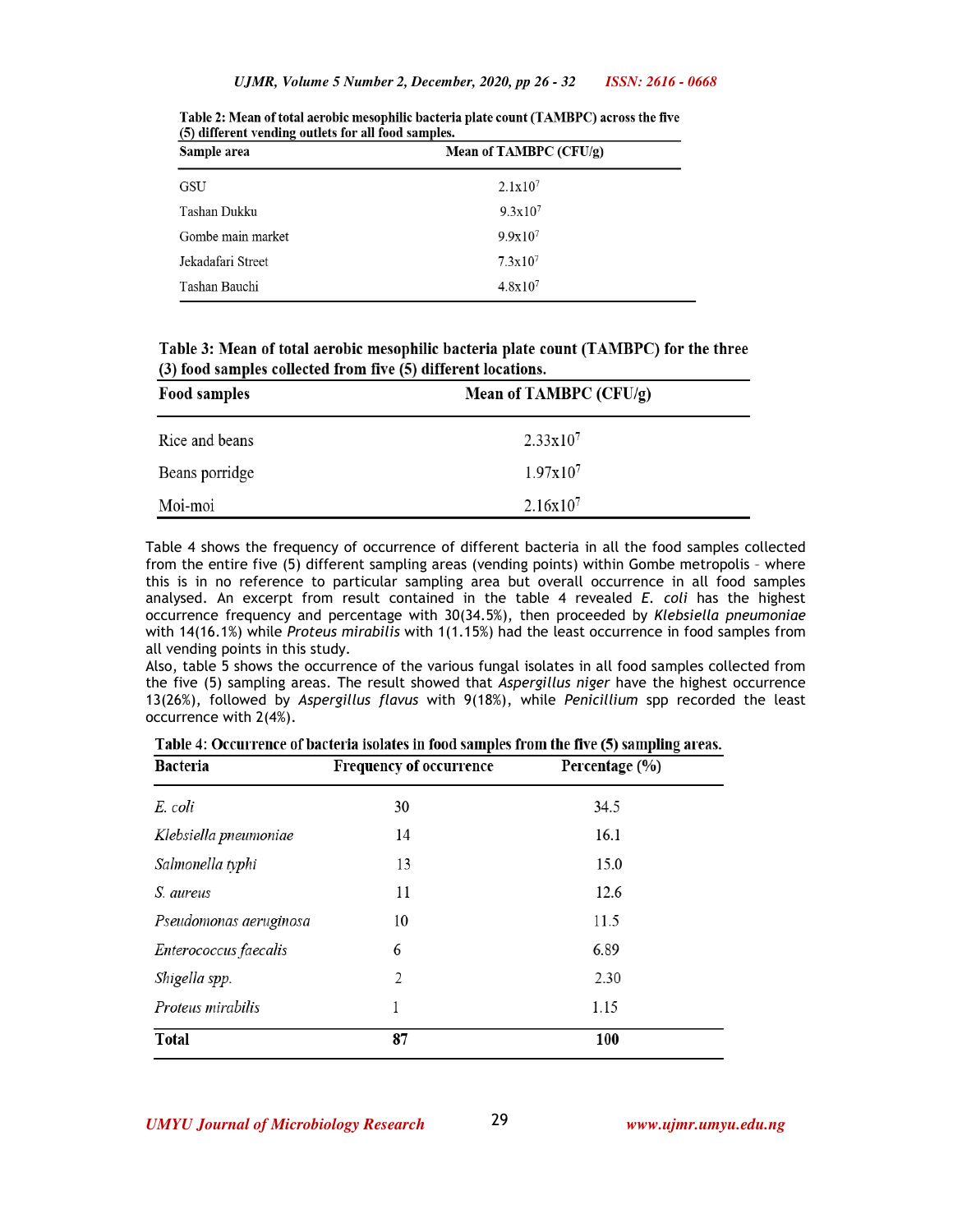**Table 2: Mean of total aerobic mesophilic bacteria plate count (TAMBPC) across the five (5) different vending outlets for all food samples.**

| Sample area | Mean of TAMBPC (CFU/g) |
| --- | --- |
| GSU | $2.1x10^7$ |
| Tashan Dukku | $9.3x10^7$ |
| Gombe main market | $9.9x10^7$ |
| Jekadafari Street | $7.3x10^7$ |
| Tashan Bauchi | $4.8x10^7$ |

**Table 3: Mean of total aerobic mesophilic bacteria plate count (TAMBPC) for the three (3) food samples collected from five (5) different locations.**

| Food samples | Mean of TAMBPC (CFU/g) |
| --- | --- |
| Rice and beans | $2.33x10^7$ |
| Beans porridge | $1.97x10^7$ |
| Moi-moi | $2.16x10^7$ |

Table 4 shows the frequency of occurrence of different bacteria in all the food samples collected from the entire five (5) different sampling areas (vending points) within Gombe metropolis – where this is in no reference to particular sampling area but overall occurrence in all food samples analysed. An excerpt from result contained in the table 4 revealed *E. coli* has the highest occurrence frequency and percentage with 30(34.5%), then proceeded by *Klebsiella pneumoniae* with 14(16.1%) while *Proteus mirabilis* with 1(1.15%) had the least occurrence in food samples from all vending points in this study.

Also, table 5 shows the occurrence of the various fungal isolates in all food samples collected from the five (5) sampling areas. The result showed that *Aspergillus niger* have the highest occurrence 13(26%), followed by *Aspergillus flavus* with 9(18%), while *Penicillium* spp recorded the least occurrence with 2(4%).

**Table 4: Occurrence of bacteria isolates in food samples from the five (5) sampling areas.**

| Bacteria | Frequency of occurrence | Percentage (%) |
| --- | --- | --- |
| *E. coli* | 30 | 34.5 |
| *Klebsiella pneumoniae* | 14 | 16.1 |
| *Salmonella typhi* | 13 | 15.0 |
| *S. aureus* | 11 | 12.6 |
| *Pseudomonas aeruginosa* | 10 | 11.5 |
| *Enterococcus faecalis* | 6 | 6.89 |
| *Shigella spp.* | 2 | 2.30 |
| *Proteus mirabilis* | 1 | 1.15 |
| **Total** | **87** | **100** |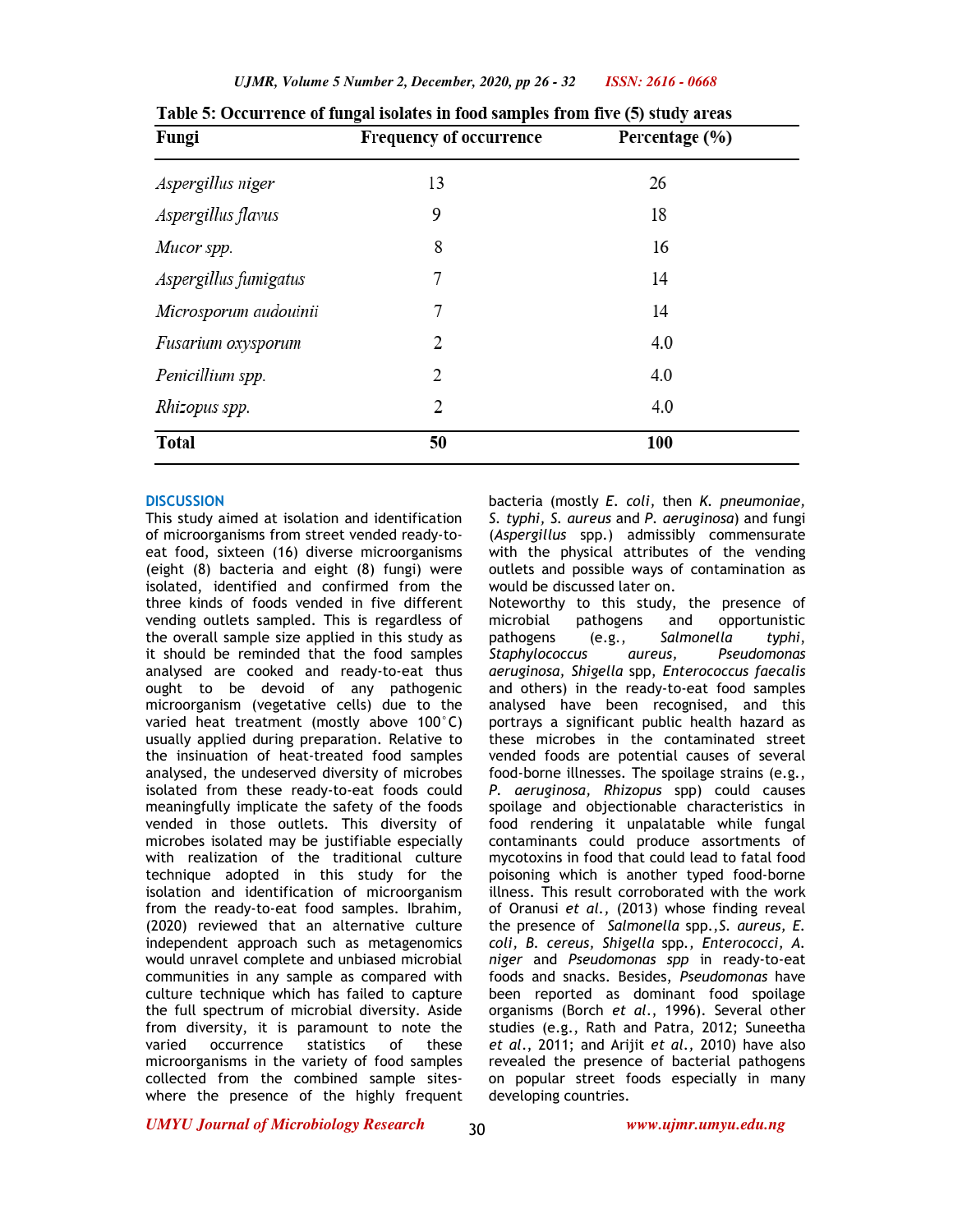**Table 5: Occurrence of fungal isolates in food samples from five (5) study areas**

| Fungi | Frequency of occurrence | Percentage (%) |
|---|---|---|
| *Aspergillus niger* | 13 | 26 |
| *Aspergillus flavus* | 9 | 18 |
| *Mucor spp.* | 8 | 16 |
| *Aspergillus fumigatus* | 7 | 14 |
| *Microsporum audouinii* | 7 | 14 |
| *Fusarium oxysporum* | 2 | 4.0 |
| *Penicillium spp.* | 2 | 4.0 |
| *Rhizopus spp.* | 2 | 4.0 |
| **Total** | **50** | **100** |

## DISCUSSION

This study aimed at isolation and identification of microorganisms from street vended ready-to-eat food, sixteen (16) diverse microorganisms (eight (8) bacteria and eight (8) fungi) were isolated, identified and confirmed from the three kinds of foods vended in five different vending outlets sampled. This is regardless of the overall sample size applied in this study as it should be reminded that the food samples analysed are cooked and ready-to-eat thus ought to be devoid of any pathogenic microorganism (vegetative cells) due to the varied heat treatment (mostly above 100°C) usually applied during preparation. Relative to the insinuation of heat-treated food samples analysed, the undeserved diversity of microbes isolated from these ready-to-eat foods could meaningfully implicate the safety of the foods vended in those outlets. This diversity of microbes isolated may be justifiable especially with realization of the traditional culture technique adopted in this study for the isolation and identification of microorganism from the ready-to-eat food samples. Ibrahim, (2020) reviewed that an alternative culture independent approach such as metagenomics would unravel complete and unbiased microbial communities in any sample as compared with culture technique which has failed to capture the full spectrum of microbial diversity. Aside from diversity, it is paramount to note the varied occurrence statistics of these microorganisms in the variety of food samples collected from the combined sample sites-where the presence of the highly frequent bacteria (mostly *E. coli*, then *K. pneumoniae*, *S. typhi*, *S. aureus* and *P. aeruginosa*) and fungi (*Aspergillus* spp.) admissibly commensurate with the physical attributes of the vending outlets and possible ways of contamination as would be discussed later on.

Noteworthy to this study, the presence of microbial pathogens and opportunistic pathogens (e.g., *Salmonella typhi*, *Staphylococcus aureus*, *Pseudomonas aeruginosa*, *Shigella* spp, *Enterococcus faecalis* and others) in the ready-to-eat food samples analysed have been recognised, and this portrays a significant public health hazard as these microbes in the contaminated street vended foods are potential causes of several food-borne illnesses. The spoilage strains (e.g., *P. aeruginosa*, *Rhizopus* spp) could causes spoilage and objectionable characteristics in food rendering it unpalatable while fungal contaminants could produce assortments of mycotoxins in food that could lead to fatal food poisoning which is another typed food-borne illness. This result corroborated with the work of Oranusi *et al.*, (2013) whose finding reveal the presence of *Salmonella* spp.,*S. aureus*, *E. coli*, *B. cereus*, *Shigella* spp., *Enterococci*, *A. niger* and *Pseudomonas spp* in ready-to-eat foods and snacks. Besides, *Pseudomonas* have been reported as dominant food spoilage organisms (Borch *et al.*, 1996). Several other studies (e.g., Rath and Patra, 2012; Suneetha *et al.*, 2011; and Arijit *et al.*, 2010) have also revealed the presence of bacterial pathogens on popular street foods especially in many developing countries.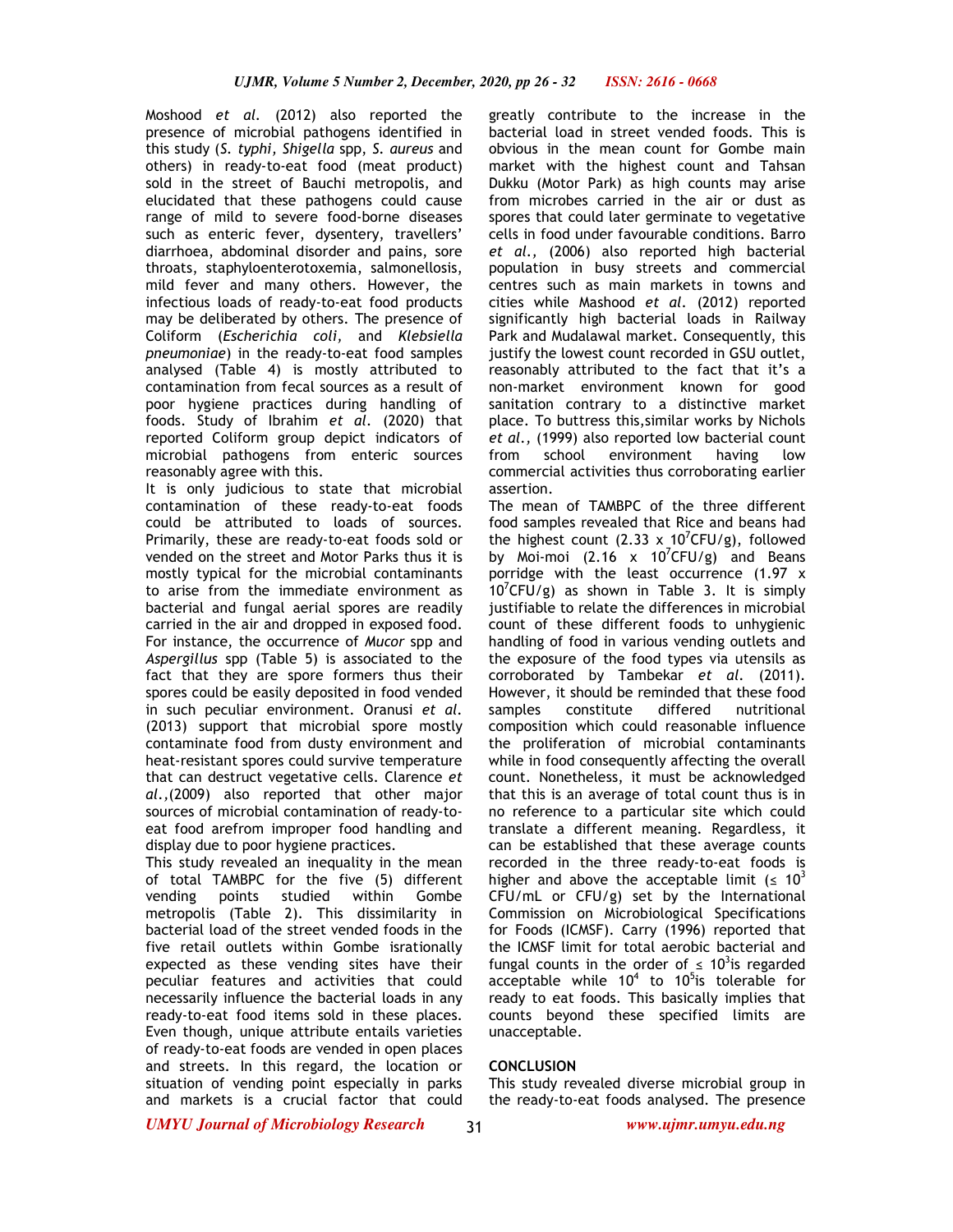Moshood *et al.* (2012) also reported the presence of microbial pathogens identified in this study (*S. typhi, Shigella* spp, *S. aureus* and others) in ready-to-eat food (meat product) sold in the street of Bauchi metropolis, and elucidated that these pathogens could cause range of mild to severe food-borne diseases such as enteric fever, dysentery, travellers' diarrhoea, abdominal disorder and pains, sore throats, staphyloenterotoxemia, salmonellosis, mild fever and many others. However, the infectious loads of ready-to-eat food products may be deliberated by others. The presence of Coliform (*Escherichia coli,* and *Klebsiella pneumoniae*) in the ready-to-eat food samples analysed (Table 4) is mostly attributed to contamination from fecal sources as a result of poor hygiene practices during handling of foods. Study of Ibrahim *et al.* (2020) that reported Coliform group depict indicators of microbial pathogens from enteric sources reasonably agree with this.

It is only judicious to state that microbial contamination of these ready-to-eat foods could be attributed to loads of sources. Primarily, these are ready-to-eat foods sold or vended on the street and Motor Parks thus it is mostly typical for the microbial contaminants to arise from the immediate environment as bacterial and fungal aerial spores are readily carried in the air and dropped in exposed food. For instance, the occurrence of *Mucor* spp and *Aspergillus* spp (Table 5) is associated to the fact that they are spore formers thus their spores could be easily deposited in food vended in such peculiar environment. Oranusi *et al.* (2013) support that microbial spore mostly contaminate food from dusty environment and heat-resistant spores could survive temperature that can destruct vegetative cells. Clarence *et al.*,(2009) also reported that other major sources of microbial contamination of ready-to-eat food arefrom improper food handling and display due to poor hygiene practices.

This study revealed an inequality in the mean of total TAMBPC for the five (5) different vending points studied within Gombe metropolis (Table 2). This dissimilarity in bacterial load of the street vended foods in the five retail outlets within Gombe isrationally expected as these vending sites have their peculiar features and activities that could necessarily influence the bacterial loads in any ready-to-eat food items sold in these places. Even though, unique attribute entails varieties of ready-to-eat foods are vended in open places and streets. In this regard, the location or situation of vending point especially in parks and markets is a crucial factor that could greatly contribute to the increase in the bacterial load in street vended foods. This is obvious in the mean count for Gombe main market with the highest count and Tahsan Dukku (Motor Park) as high counts may arise from microbes carried in the air or dust as spores that could later germinate to vegetative cells in food under favourable conditions. Barro *et al.,* (2006) also reported high bacterial population in busy streets and commercial centres such as main markets in towns and cities while Mashood *et al.* (2012) reported significantly high bacterial loads in Railway Park and Mudalawal market. Consequently, this justify the lowest count recorded in GSU outlet, reasonably attributed to the fact that it's a non-market environment known for good sanitation contrary to a distinctive market place. To buttress this,similar works by Nichols *et al.,* (1999) also reported low bacterial count from school environment having low commercial activities thus corroborating earlier assertion.

The mean of TAMBPC of the three different food samples revealed that Rice and beans had the highest count (2.33 x $10^7$CFU/g), followed by Moi-moi (2.16 x $10^7$CFU/g) and Beans porridge with the least occurrence (1.97 x $10^7$CFU/g) as shown in Table 3. It is simply justifiable to relate the differences in microbial count of these different foods to unhygienic handling of food in various vending outlets and the exposure of the food types via utensils as corroborated by Tambekar *et al.* (2011). However, it should be reminded that these food samples constitute differed nutritional composition which could reasonable influence the proliferation of microbial contaminants while in food consequently affecting the overall count. Nonetheless, it must be acknowledged that this is an average of total count thus is in no reference to a particular site which could translate a different meaning. Regardless, it can be established that these average counts recorded in the three ready-to-eat foods is higher and above the acceptable limit ($\leq 10^3$ CFU/mL or CFU/g) set by the International Commission on Microbiological Specifications for Foods (ICMSF). Carry (1996) reported that the ICMSF limit for total aerobic bacterial and fungal counts in the order of $\leq 10^3$is regarded acceptable while $10^4$ to $10^5$is tolerable for ready to eat foods. This basically implies that counts beyond these specified limits are unacceptable.

## CONCLUSION

This study revealed diverse microbial group in the ready-to-eat foods analysed. The presence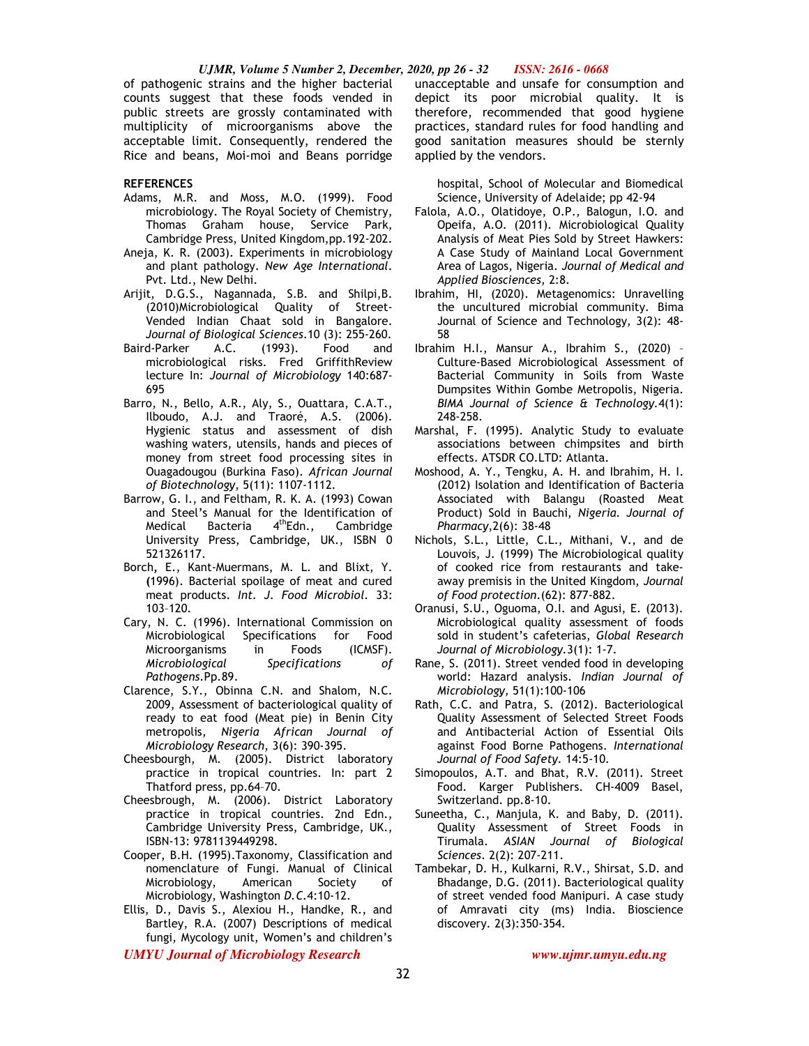of pathogenic strains and the higher bacterial counts suggest that these foods vended in public streets are grossly contaminated with multiplicity of microorganisms above the acceptable limit. Consequently, rendered the Rice and beans, Moi-moi and Beans porridge unacceptable and unsafe for consumption and depict its poor microbial quality. It is therefore, recommended that good hygiene practices, standard rules for food handling and good sanitation measures should be sternly applied by the vendors.

## REFERENCES

Adams, M.R. and Moss, M.O. (1999). Food microbiology. The Royal Society of Chemistry, Thomas Graham house, Service Park, Cambridge Press, United Kingdom,pp.192-202.

Aneja, K. R. (2003). Experiments in microbiology and plant pathology. *New Age International*. Pvt. Ltd., New Delhi.

Arijit, D.G.S., Nagannada, S.B. and Shilpi,B. (2010)Microbiological Quality of Street-Vended Indian Chaat sold in Bangalore. *Journal of Biological Sciences*.10 (3): 255-260.

Baird-Parker A.C. (1993). Food and microbiological risks. Fred GriffithReview lecture In: *Journal of Microbiology* 140:687-695

Barro, N., Bello, A.R., Aly, S., Ouattara, C.A.T., Ilboudo, A.J. and Traoré, A.S. (2006). Hygienic status and assessment of dish washing waters, utensils, hands and pieces of money from street food processing sites in Ouagadougou (Burkina Faso). *African Journal of Biotechnology*, 5(11): 1107-1112.

Barrow, G. I., and Feltham, R. K. A. (1993) Cowan and Steel's Manual for the Identification of Medical Bacteria 4thEdn., Cambridge University Press, Cambridge, UK., ISBN 0 521326117.

Borch, E., Kant-Muermans, M. L. and Blixt, Y. (1996). Bacterial spoilage of meat and cured meat products. *Int. J. Food Microbiol*. 33: 103–120.

Cary, N. C. (1996). International Commission on Microbiological Specifications for Food Microorganisms in Foods (ICMSF). *Microbiological Specifications of Pathogens*.Pp.89.

Clarence, S.Y., Obinna C.N. and Shalom, N.C. 2009, Assessment of bacteriological quality of ready to eat food (Meat pie) in Benin City metropolis, *Nigeria African Journal of Microbiology Research*, 3(6): 390-395.

Cheesbourgh, M. (2005). District laboratory practice in tropical countries. In: part 2 Thatford press, pp.64–70.

Cheesbrough, M. (2006). District Laboratory practice in tropical countries. 2nd Edn., Cambridge University Press, Cambridge, UK., ISBN-13: 9781139449298.

Cooper, B.H. (1995).Taxonomy, Classification and nomenclature of Fungi. Manual of Clinical Microbiology, American Society of Microbiology, Washington *D.C*.4:10-12.

Ellis, D., Davis S., Alexiou H., Handke, R., and Bartley, R.A. (2007) Descriptions of medical fungi, Mycology unit, Women's and children's hospital, School of Molecular and Biomedical Science, University of Adelaide; pp 42-94

Falola, A.O., Olatidoye, O.P., Balogun, I.O. and Opeifa, A.O. (2011). Microbiological Quality Analysis of Meat Pies Sold by Street Hawkers: A Case Study of Mainland Local Government Area of Lagos, Nigeria. *Journal of Medical and Applied Biosciences*, 2:8.

Ibrahim, HI, (2020). Metagenomics: Unravelling the uncultured microbial community. Bima Journal of Science and Technology, 3(2): 48-58

Ibrahim H.I., Mansur A., Ibrahim S., (2020) – Culture-Based Microbiological Assessment of Bacterial Community in Soils from Waste Dumpsites Within Gombe Metropolis, Nigeria. *BIMA Journal of Science & Technology*.4(1): 248-258.

Marshal, F. (1995). Analytic Study to evaluate associations between chimpsites and birth effects. ATSDR CO.LTD: Atlanta.

Moshood, A. Y., Tengku, A. H. and Ibrahim, H. I. (2012) Isolation and Identification of Bacteria Associated with Balangu (Roasted Meat Product) Sold in Bauchi, *Nigeria. Journal of Pharmacy*,2(6): 38-48

Nichols, S.L., Little, C.L., Mithani, V., and de Louvois, J. (1999) The Microbiological quality of cooked rice from restaurants and take-away premisis in the United Kingdom, *Journal of Food protection*.(62): 877-882.

Oranusi, S.U., Oguoma, O.I. and Agusi, E. (2013). Microbiological quality assessment of foods sold in student's cafeterias, *Global Research Journal of Microbiology*.3(1): 1-7.

Rane, S. (2011). Street vended food in developing world: Hazard analysis. *Indian Journal of Microbiology*, 51(1):100-106

Rath, C.C. and Patra, S. (2012). Bacteriological Quality Assessment of Selected Street Foods and Antibacterial Action of Essential Oils against Food Borne Pathogens. *International Journal of Food Safety*. 14:5-10.

Simopoulos, A.T. and Bhat, R.V. (2011). Street Food. Karger Publishers. CH-4009 Basel, Switzerland. pp.8-10.

Suneetha, C., Manjula, K. and Baby, D. (2011). Quality Assessment of Street Foods in Tirumala. *ASIAN Journal of Biological Sciences*. 2(2): 207-211.

Tambekar, D. H., Kulkarni, R.V., Shirsat, S.D. and Bhadange, D.G. (2011). Bacteriological quality of street vended food Manipuri. A case study of Amravati city (ms) India. Bioscience discovery. 2(3):350-354.